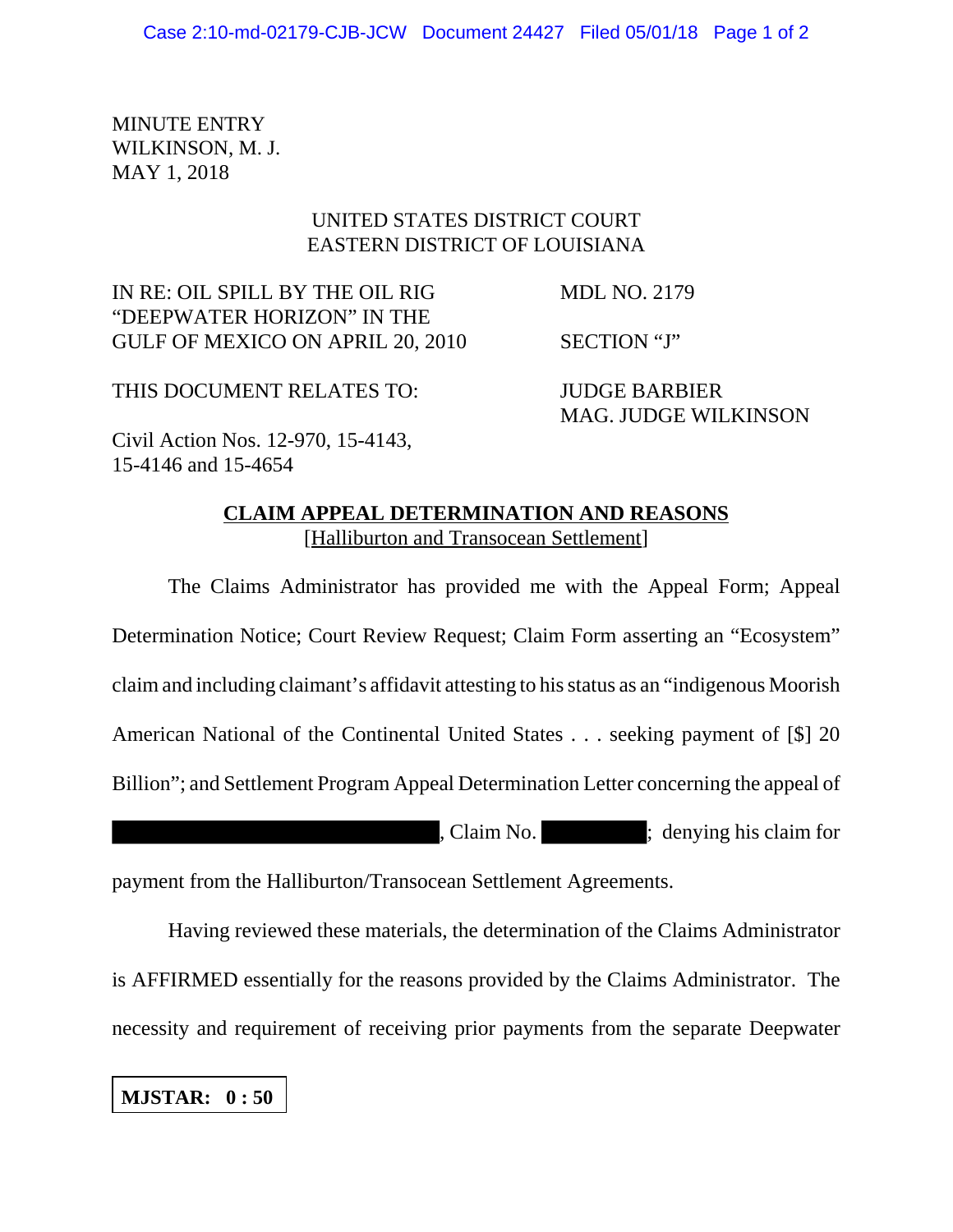MINUTE ENTRY
WILKINSON, M. J.
MAY 1, 2018

UNITED STATES DISTRICT COURT
EASTERN DISTRICT OF LOUISIANA

| | |
|---|---|
| IN RE: OIL SPILL BY THE OIL RIG "DEEPWATER HORIZON" IN THE GULF OF MEXICO ON APRIL 20, 2010 | MDL NO. 2179<br><br>SECTION "J" |
| THIS DOCUMENT RELATES TO:<br><br>Civil Action Nos. 12-970, 15-4143, 15-4146 and 15-4654 | JUDGE BARBIER<br>MAG. JUDGE WILKINSON |

**CLAIM APPEAL DETERMINATION AND REASONS**
[Halliburton and Transocean Settlement]

The Claims Administrator has provided me with the Appeal Form; Appeal Determination Notice; Court Review Request; Claim Form asserting an "Ecosystem" claim and including claimant's affidavit attesting to his status as an "indigenous Moorish American National of the Continental United States . . . seeking payment of [$] 20 Billion"; and Settlement Program Appeal Determination Letter concerning the appeal of [REDACTED], Claim No. [REDACTED]; denying his claim for payment from the Halliburton/Transocean Settlement Agreements.

Having reviewed these materials, the determination of the Claims Administrator is AFFIRMED essentially for the reasons provided by the Claims Administrator. The necessity and requirement of receiving prior payments from the separate Deepwater

**MJSTAR: 0 : 50**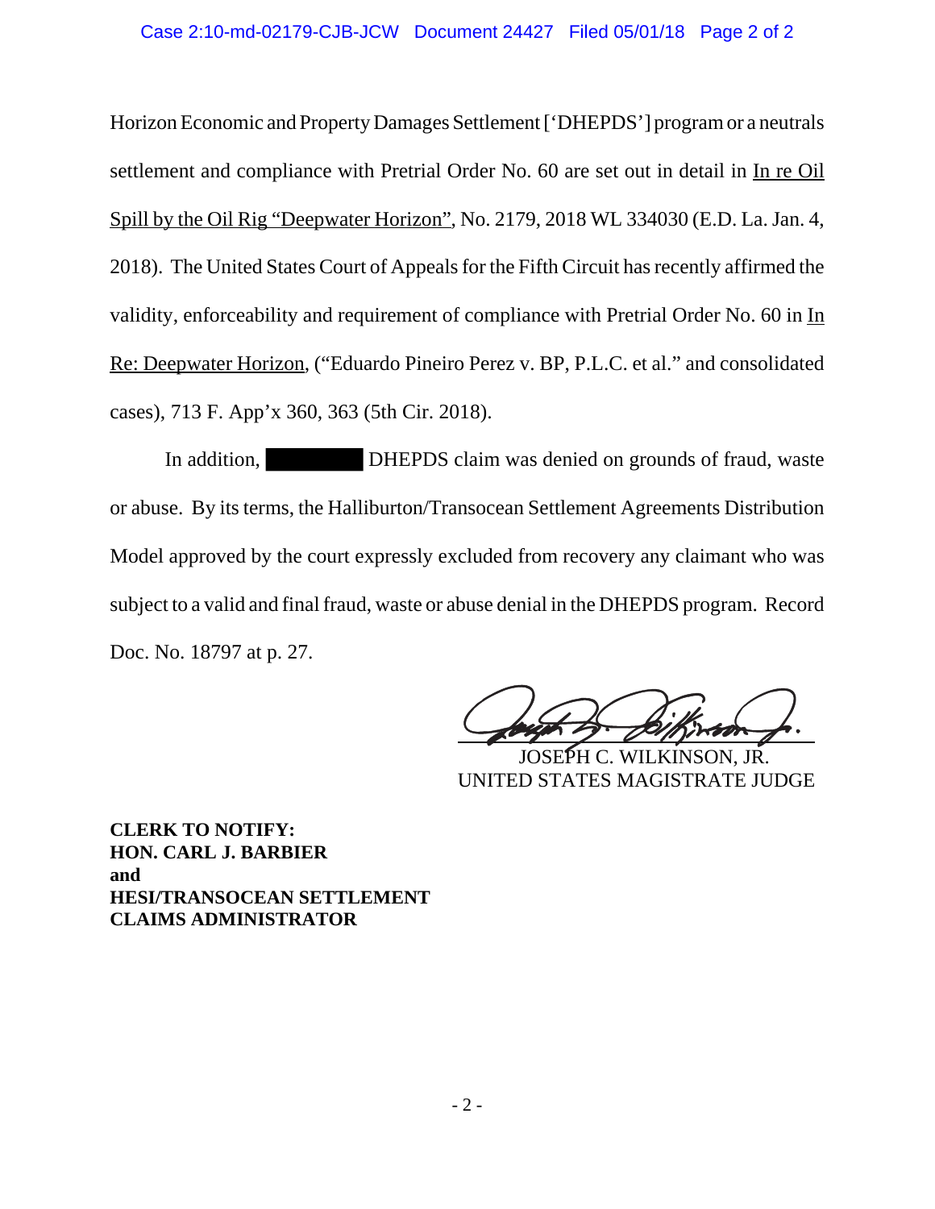Horizon Economic and Property Damages Settlement ['DHEPDS'] program or a neutrals settlement and compliance with Pretrial Order No. 60 are set out in detail in In re Oil Spill by the Oil Rig "Deepwater Horizon", No. 2179, 2018 WL 334030 (E.D. La. Jan. 4, 2018). The United States Court of Appeals for the Fifth Circuit has recently affirmed the validity, enforceability and requirement of compliance with Pretrial Order No. 60 in In Re: Deepwater Horizon, ("Eduardo Pineiro Perez v. BP, P.L.C. et al." and consolidated cases), 713 F. App'x 360, 363 (5th Cir. 2018).

In addition, ████████ DHEPDS claim was denied on grounds of fraud, waste or abuse. By its terms, the Halliburton/Transocean Settlement Agreements Distribution Model approved by the court expressly excluded from recovery any claimant who was subject to a valid and final fraud, waste or abuse denial in the DHEPDS program. Record Doc. No. 18797 at p. 27.

JOSEPH C. WILKINSON, JR.
UNITED STATES MAGISTRATE JUDGE

**CLERK TO NOTIFY:**
**HON. CARL J. BARBIER**
**and**
**HESI/TRANSOCEAN SETTLEMENT CLAIMS ADMINISTRATOR**